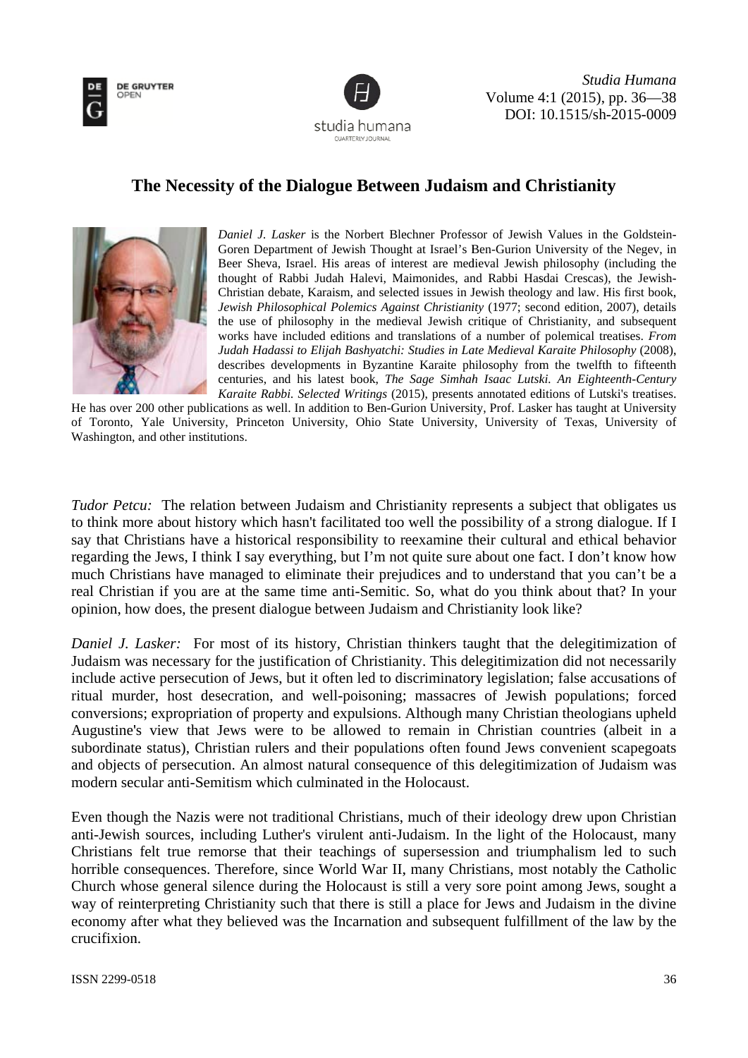# The Necessity of the Dialogue Between Judaism and Christianity

*Daniel J. Lasker* is the Norbert Blechner Professor of Jewish Values in the Goldstein-Goren Department of Jewish Thought at Israel's Ben-Gurion University of the Negev, in Beer Sheva, Israel. His areas of interest are medieval Jewish philosophy (including the thought of Rabbi Judah Halevi, Maimonides, and Rabbi Hasdai Crescas), the Jewish-Christian debate, Karaism, and selected issues in Jewish theology and law. His first book, *Jewish Philosophical Polemics Against Christianity* (1977; second edition, 2007), details the use of philosophy in the medieval Jewish critique of Christianity, and subsequent works have included editions and translations of a number of polemical treatises. *From Judah Hadassi to Elijah Bashyatchi: Studies in Late Medieval Karaite Philosophy* (2008), describes developments in Byzantine Karaite philosophy from the twelfth to fifteenth centuries, and his latest book, *The Sage Simhah Isaac Lutski. An Eighteenth-Century Karaite Rabbi. Selected Writings* (2015), presents annotated editions of Lutski's treatises. He has over 200 other publications as well. In addition to Ben-Gurion University, Prof. Lasker has taught at University of Toronto, Yale University, Princeton University, Ohio State University, University of Texas, University of Washington, and other institutions.

*Tudor Petcu:* The relation between Judaism and Christianity represents a subject that obligates us to think more about history which hasn't facilitated too well the possibility of a strong dialogue. If I say that Christians have a historical responsibility to reexamine their cultural and ethical behavior regarding the Jews, I think I say everything, but I'm not quite sure about one fact. I don't know how much Christians have managed to eliminate their prejudices and to understand that you can't be a real Christian if you are at the same time anti-Semitic. So, what do you think about that? In your opinion, how does, the present dialogue between Judaism and Christianity look like?

*Daniel J. Lasker:* For most of its history, Christian thinkers taught that the delegitimization of Judaism was necessary for the justification of Christianity. This delegitimization did not necessarily include active persecution of Jews, but it often led to discriminatory legislation; false accusations of ritual murder, host desecration, and well-poisoning; massacres of Jewish populations; forced conversions; expropriation of property and expulsions. Although many Christian theologians upheld Augustine's view that Jews were to be allowed to remain in Christian countries (albeit in a subordinate status), Christian rulers and their populations often found Jews convenient scapegoats and objects of persecution. An almost natural consequence of this delegitimization of Judaism was modern secular anti-Semitism which culminated in the Holocaust.

Even though the Nazis were not traditional Christians, much of their ideology drew upon Christian anti-Jewish sources, including Luther's virulent anti-Judaism. In the light of the Holocaust, many Christians felt true remorse that their teachings of supersession and triumphalism led to such horrible consequences. Therefore, since World War II, many Christians, most notably the Catholic Church whose general silence during the Holocaust is still a very sore point among Jews, sought a way of reinterpreting Christianity such that there is still a place for Jews and Judaism in the divine economy after what they believed was the Incarnation and subsequent fulfillment of the law by the crucifixion.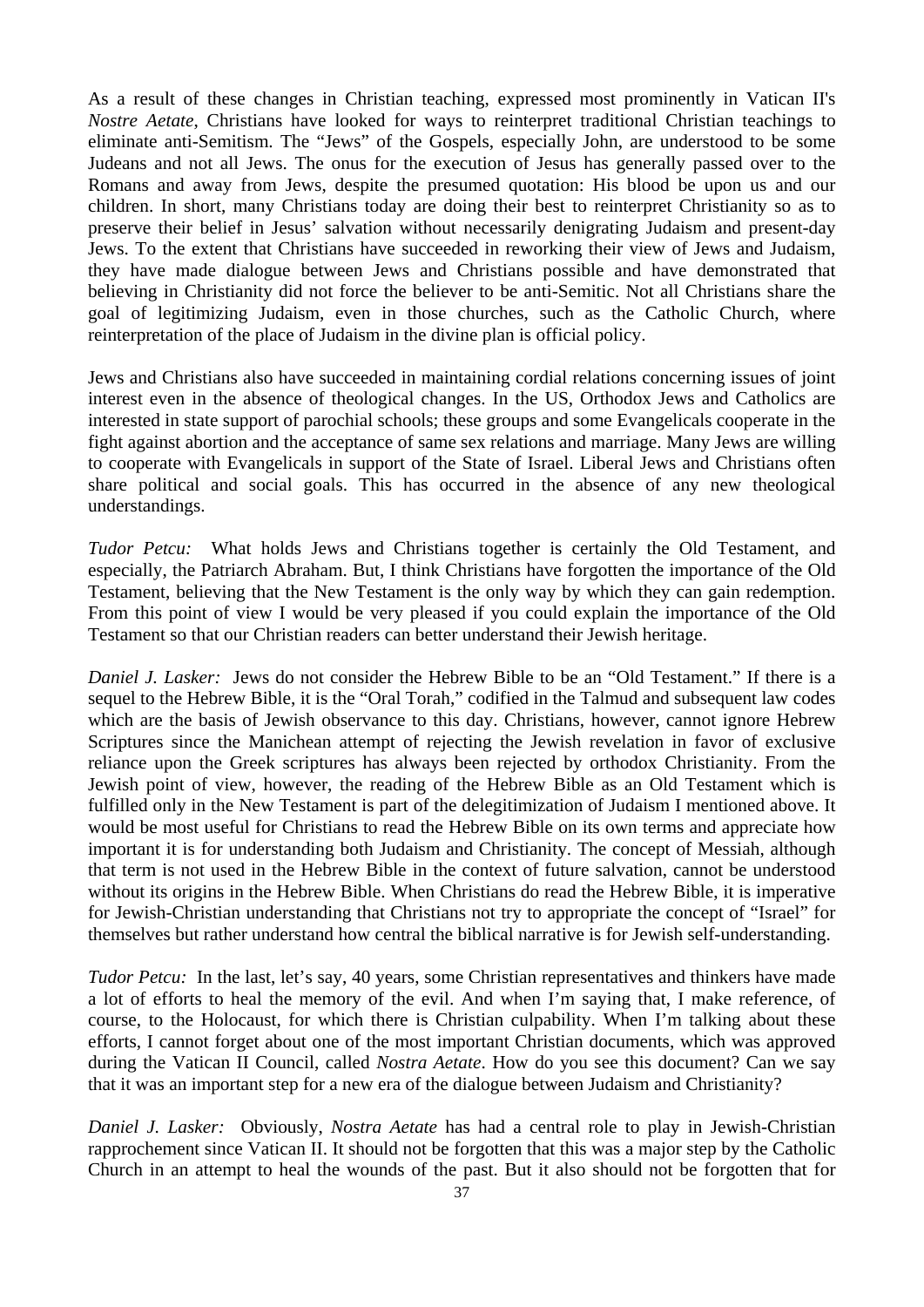As a result of these changes in Christian teaching, expressed most prominently in Vatican II's *Nostre Aetate*, Christians have looked for ways to reinterpret traditional Christian teachings to eliminate anti-Semitism. The "Jews" of the Gospels, especially John, are understood to be some Judeans and not all Jews. The onus for the execution of Jesus has generally passed over to the Romans and away from Jews, despite the presumed quotation: His blood be upon us and our children. In short, many Christians today are doing their best to reinterpret Christianity so as to preserve their belief in Jesus' salvation without necessarily denigrating Judaism and present-day Jews. To the extent that Christians have succeeded in reworking their view of Jews and Judaism, they have made dialogue between Jews and Christians possible and have demonstrated that believing in Christianity did not force the believer to be anti-Semitic. Not all Christians share the goal of legitimizing Judaism, even in those churches, such as the Catholic Church, where reinterpretation of the place of Judaism in the divine plan is official policy.

Jews and Christians also have succeeded in maintaining cordial relations concerning issues of joint interest even in the absence of theological changes. In the US, Orthodox Jews and Catholics are interested in state support of parochial schools; these groups and some Evangelicals cooperate in the fight against abortion and the acceptance of same sex relations and marriage. Many Jews are willing to cooperate with Evangelicals in support of the State of Israel. Liberal Jews and Christians often share political and social goals. This has occurred in the absence of any new theological understandings.

*Tudor Petcu:* What holds Jews and Christians together is certainly the Old Testament, and especially, the Patriarch Abraham. But, I think Christians have forgotten the importance of the Old Testament, believing that the New Testament is the only way by which they can gain redemption. From this point of view I would be very pleased if you could explain the importance of the Old Testament so that our Christian readers can better understand their Jewish heritage.

*Daniel J. Lasker:* Jews do not consider the Hebrew Bible to be an "Old Testament." If there is a sequel to the Hebrew Bible, it is the "Oral Torah," codified in the Talmud and subsequent law codes which are the basis of Jewish observance to this day. Christians, however, cannot ignore Hebrew Scriptures since the Manichean attempt of rejecting the Jewish revelation in favor of exclusive reliance upon the Greek scriptures has always been rejected by orthodox Christianity. From the Jewish point of view, however, the reading of the Hebrew Bible as an Old Testament which is fulfilled only in the New Testament is part of the delegitimization of Judaism I mentioned above. It would be most useful for Christians to read the Hebrew Bible on its own terms and appreciate how important it is for understanding both Judaism and Christianity. The concept of Messiah, although that term is not used in the Hebrew Bible in the context of future salvation, cannot be understood without its origins in the Hebrew Bible. When Christians do read the Hebrew Bible, it is imperative for Jewish-Christian understanding that Christians not try to appropriate the concept of "Israel" for themselves but rather understand how central the biblical narrative is for Jewish self-understanding.

*Tudor Petcu:* In the last, let's say, 40 years, some Christian representatives and thinkers have made a lot of efforts to heal the memory of the evil. And when I'm saying that, I make reference, of course, to the Holocaust, for which there is Christian culpability. When I'm talking about these efforts, I cannot forget about one of the most important Christian documents, which was approved during the Vatican II Council, called *Nostra Aetate*. How do you see this document? Can we say that it was an important step for a new era of the dialogue between Judaism and Christianity?

*Daniel J. Lasker:* Obviously, *Nostra Aetate* has had a central role to play in Jewish-Christian rapprochement since Vatican II. It should not be forgotten that this was a major step by the Catholic Church in an attempt to heal the wounds of the past. But it also should not be forgotten that for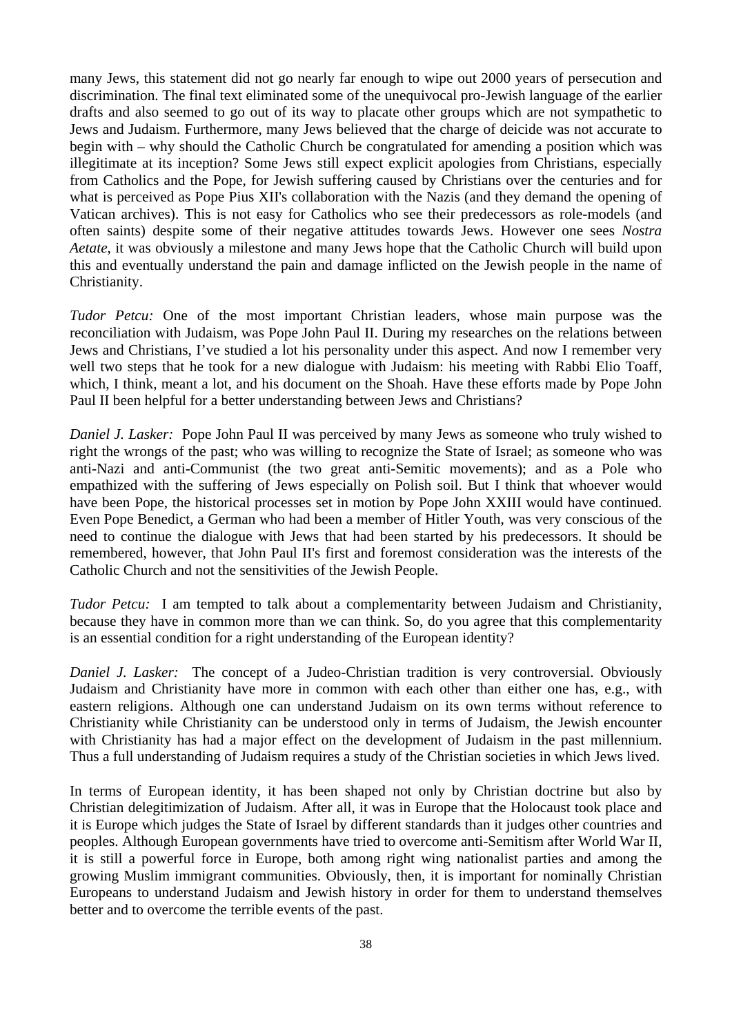many Jews, this statement did not go nearly far enough to wipe out 2000 years of persecution and discrimination. The final text eliminated some of the unequivocal pro-Jewish language of the earlier drafts and also seemed to go out of its way to placate other groups which are not sympathetic to Jews and Judaism. Furthermore, many Jews believed that the charge of deicide was not accurate to begin with – why should the Catholic Church be congratulated for amending a position which was illegitimate at its inception? Some Jews still expect explicit apologies from Christians, especially from Catholics and the Pope, for Jewish suffering caused by Christians over the centuries and for what is perceived as Pope Pius XII's collaboration with the Nazis (and they demand the opening of Vatican archives). This is not easy for Catholics who see their predecessors as role-models (and often saints) despite some of their negative attitudes towards Jews. However one sees *Nostra Aetate*, it was obviously a milestone and many Jews hope that the Catholic Church will build upon this and eventually understand the pain and damage inflicted on the Jewish people in the name of Christianity.

*Tudor Petcu:* One of the most important Christian leaders, whose main purpose was the reconciliation with Judaism, was Pope John Paul II. During my researches on the relations between Jews and Christians, I've studied a lot his personality under this aspect. And now I remember very well two steps that he took for a new dialogue with Judaism: his meeting with Rabbi Elio Toaff, which, I think, meant a lot, and his document on the Shoah. Have these efforts made by Pope John Paul II been helpful for a better understanding between Jews and Christians?

*Daniel J. Lasker:* Pope John Paul II was perceived by many Jews as someone who truly wished to right the wrongs of the past; who was willing to recognize the State of Israel; as someone who was anti-Nazi and anti-Communist (the two great anti-Semitic movements); and as a Pole who empathized with the suffering of Jews especially on Polish soil. But I think that whoever would have been Pope, the historical processes set in motion by Pope John XXIII would have continued. Even Pope Benedict, a German who had been a member of Hitler Youth, was very conscious of the need to continue the dialogue with Jews that had been started by his predecessors. It should be remembered, however, that John Paul II's first and foremost consideration was the interests of the Catholic Church and not the sensitivities of the Jewish People.

*Tudor Petcu:* I am tempted to talk about a complementarity between Judaism and Christianity, because they have in common more than we can think. So, do you agree that this complementarity is an essential condition for a right understanding of the European identity?

*Daniel J. Lasker:* The concept of a Judeo-Christian tradition is very controversial. Obviously Judaism and Christianity have more in common with each other than either one has, e.g., with eastern religions. Although one can understand Judaism on its own terms without reference to Christianity while Christianity can be understood only in terms of Judaism, the Jewish encounter with Christianity has had a major effect on the development of Judaism in the past millennium. Thus a full understanding of Judaism requires a study of the Christian societies in which Jews lived.

In terms of European identity, it has been shaped not only by Christian doctrine but also by Christian delegitimization of Judaism. After all, it was in Europe that the Holocaust took place and it is Europe which judges the State of Israel by different standards than it judges other countries and peoples. Although European governments have tried to overcome anti-Semitism after World War II, it is still a powerful force in Europe, both among right wing nationalist parties and among the growing Muslim immigrant communities. Obviously, then, it is important for nominally Christian Europeans to understand Judaism and Jewish history in order for them to understand themselves better and to overcome the terrible events of the past.